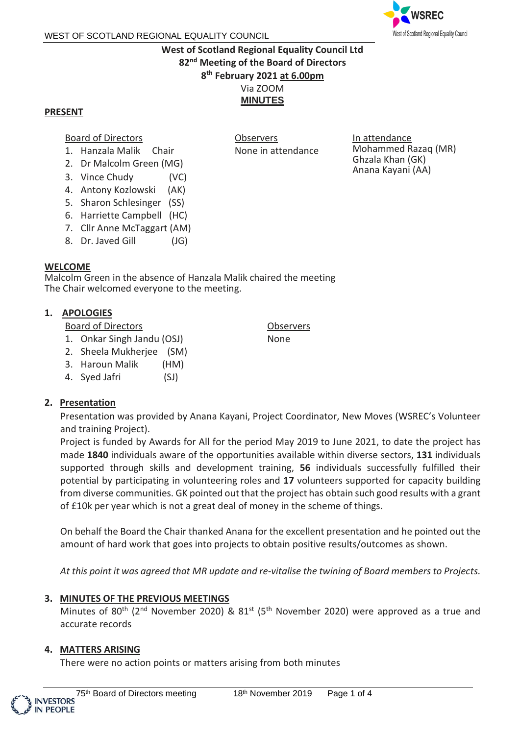# West of Scotland Regional Equality Council Ltd
## 82nd Meeting of the Board of Directors
## 8th February 2021 at 6.00pm

Via ZOOM

**MINUTES**

**PRESENT**

Board of Directors
1. Hanzala Malik Chair
2. Dr Malcolm Green (MG)
3. Vince Chudy (VC)
4. Antony Kozlowski (AK)
5. Sharon Schlesinger (SS)
6. Harriette Campbell (HC)
7. Cllr Anne McTaggart (AM)
8. Dr. Javed Gill (JG)

Observers
None in attendance

In attendance
Mohammed Razaq (MR)
Ghzala Khan (GK)
Anana Kayani (AA)

**WELCOME**

Malcolm Green in the absence of Hanzala Malik chaired the meeting
The Chair welcomed everyone to the meeting.

**1. APOLOGIES**

Board of Directors
1. Onkar Singh Jandu (OSJ)
2. Sheela Mukherjee (SM)
3. Haroun Malik (HM)
4. Syed Jafri (SJ)

Observers
None

**2. Presentation**

Presentation was provided by Anana Kayani, Project Coordinator, New Moves (WSREC's Volunteer and training Project).

Project is funded by Awards for All for the period May 2019 to June 2021, to date the project has made **1840** individuals aware of the opportunities available within diverse sectors, **131** individuals supported through skills and development training, **56** individuals successfully fulfilled their potential by participating in volunteering roles and **17** volunteers supported for capacity building from diverse communities. GK pointed out that the project has obtain such good results with a grant of £10k per year which is not a great deal of money in the scheme of things.

On behalf the Board the Chair thanked Anana for the excellent presentation and he pointed out the amount of hard work that goes into projects to obtain positive results/outcomes as shown.

*At this point it was agreed that MR update and re-vitalise the twining of Board members to Projects.*

**3. MINUTES OF THE PREVIOUS MEETINGS**

Minutes of 80th (2nd November 2020) & 81st (5th November 2020) were approved as a true and accurate records

**4. MATTERS ARISING**

There were no action points or matters arising from both minutes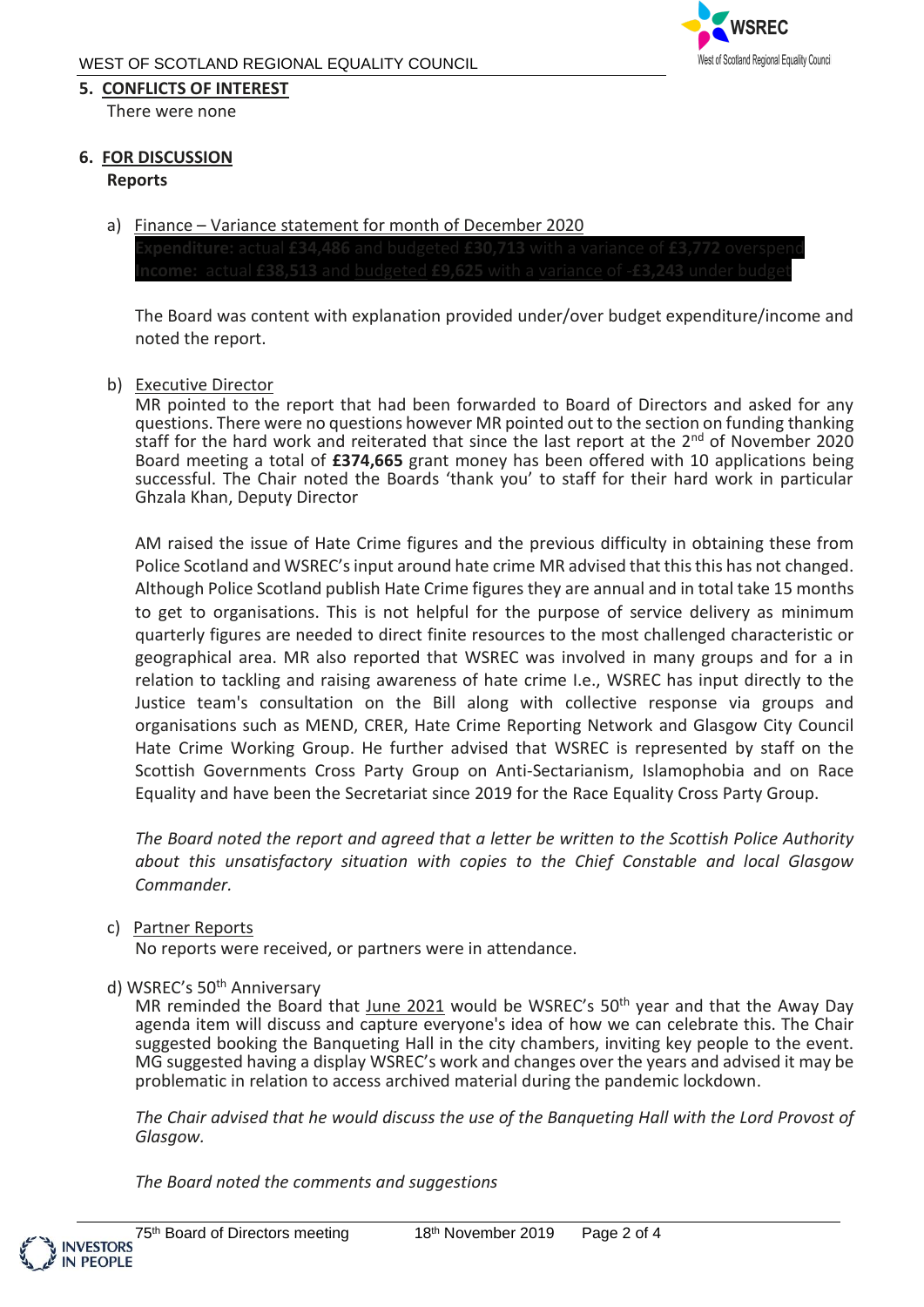## 5. CONFLICTS OF INTEREST

There were none

## 6. FOR DISCUSSION

**Reports**

a) Finance – Variance statement for month of December 2020

**Expenditure:** actual **£34,486** and budgeted **£30,713** with a variance of **£3,772** overspend
**Income:** actual **£38,513** and budgeted **£9,625** with a variance of **-£3,243** under budget

The Board was content with explanation provided under/over budget expenditure/income and noted the report.

b) Executive Director

MR pointed to the report that had been forwarded to Board of Directors and asked for any questions. There were no questions however MR pointed out to the section on funding thanking staff for the hard work and reiterated that since the last report at the 2nd of November 2020 Board meeting a total of **£374,665** grant money has been offered with 10 applications being successful. The Chair noted the Boards 'thank you' to staff for their hard work in particular Ghzala Khan, Deputy Director

AM raised the issue of Hate Crime figures and the previous difficulty in obtaining these from Police Scotland and WSREC's input around hate crime MR advised that this this has not changed. Although Police Scotland publish Hate Crime figures they are annual and in total take 15 months to get to organisations. This is not helpful for the purpose of service delivery as minimum quarterly figures are needed to direct finite resources to the most challenged characteristic or geographical area. MR also reported that WSREC was involved in many groups and for a in relation to tackling and raising awareness of hate crime I.e., WSREC has input directly to the Justice team's consultation on the Bill along with collective response via groups and organisations such as MEND, CRER, Hate Crime Reporting Network and Glasgow City Council Hate Crime Working Group. He further advised that WSREC is represented by staff on the Scottish Governments Cross Party Group on Anti-Sectarianism, Islamophobia and on Race Equality and have been the Secretariat since 2019 for the Race Equality Cross Party Group.

*The Board noted the report and agreed that a letter be written to the Scottish Police Authority about this unsatisfactory situation with copies to the Chief Constable and local Glasgow Commander.*

c) Partner Reports

No reports were received, or partners were in attendance.

d) WSREC's 50th Anniversary

MR reminded the Board that June 2021 would be WSREC's 50th year and that the Away Day agenda item will discuss and capture everyone's idea of how we can celebrate this. The Chair suggested booking the Banqueting Hall in the city chambers, inviting key people to the event. MG suggested having a display WSREC's work and changes over the years and advised it may be problematic in relation to access archived material during the pandemic lockdown.

*The Chair advised that he would discuss the use of the Banqueting Hall with the Lord Provost of Glasgow.*

*The Board noted the comments and suggestions*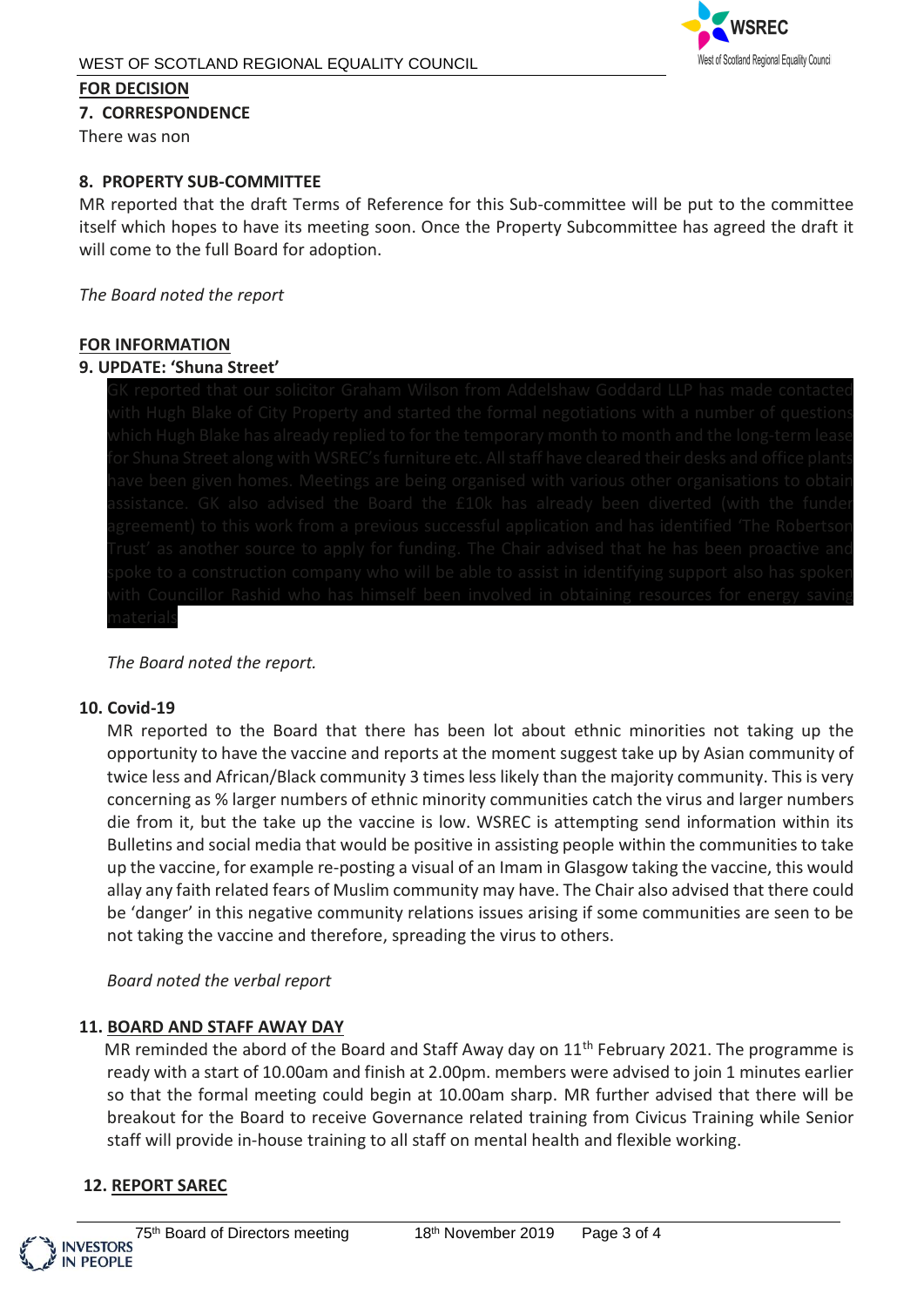**FOR DECISION**

**7. CORRESPONDENCE**

There was non

**8. PROPERTY SUB-COMMITTEE**

MR reported that the draft Terms of Reference for this Sub-committee will be put to the committee itself which hopes to have its meeting soon. Once the Property Subcommittee has agreed the draft it will come to the full Board for adoption.

*The Board noted the report*

**FOR INFORMATION**

**9. UPDATE: 'Shuna Street'**

GK reported that our solicitor Graham Wilson from Addelshaw Goddard LLP has made contacted with Hugh Blake of City Property and started the formal negotiations with a number of questions which Hugh Blake has already replied to for the temporary month to month and the long-term lease for Shuna Street along with WSREC's furniture etc. All staff have cleared their desks and office plants have been given homes. Meetings are being organised with various other organisations to obtain assistance. GK also advised the Board the £10k has already been diverted (with the funder agreement) to this work from a previous successful application and has identified 'The Robertson Trust' as another source to apply for funding. The Chair advised that he has been proactive and spoke to a construction company who will be able to assist in identifying support also has spoken with Councillor Rashid who has himself been involved in obtaining resources for energy saving materials

*The Board noted the report.*

**10. Covid-19**

MR reported to the Board that there has been lot about ethnic minorities not taking up the opportunity to have the vaccine and reports at the moment suggest take up by Asian community of twice less and African/Black community 3 times less likely than the majority community. This is very concerning as % larger numbers of ethnic minority communities catch the virus and larger numbers die from it, but the take up the vaccine is low. WSREC is attempting send information within its Bulletins and social media that would be positive in assisting people within the communities to take up the vaccine, for example re-posting a visual of an Imam in Glasgow taking the vaccine, this would allay any faith related fears of Muslim community may have. The Chair also advised that there could be 'danger' in this negative community relations issues arising if some communities are seen to be not taking the vaccine and therefore, spreading the virus to others.

*Board noted the verbal report*

**11. BOARD AND STAFF AWAY DAY**

MR reminded the abord of the Board and Staff Away day on 11th February 2021. The programme is ready with a start of 10.00am and finish at 2.00pm. members were advised to join 1 minutes earlier so that the formal meeting could begin at 10.00am sharp. MR further advised that there will be breakout for the Board to receive Governance related training from Civicus Training while Senior staff will provide in-house training to all staff on mental health and flexible working.

**12. REPORT SAREC**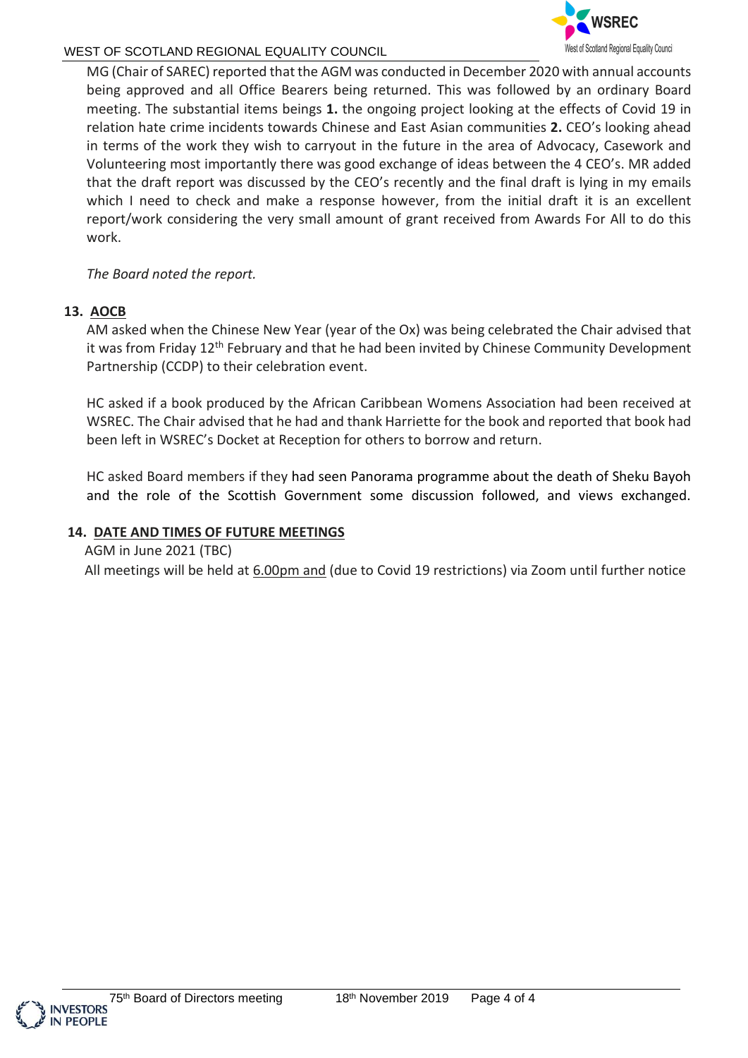MG (Chair of SAREC) reported that the AGM was conducted in December 2020 with annual accounts being approved and all Office Bearers being returned. This was followed by an ordinary Board meeting. The substantial items beings **1.** the ongoing project looking at the effects of Covid 19 in relation hate crime incidents towards Chinese and East Asian communities **2.** CEO's looking ahead in terms of the work they wish to carryout in the future in the area of Advocacy, Casework and Volunteering most importantly there was good exchange of ideas between the 4 CEO's. MR added that the draft report was discussed by the CEO's recently and the final draft is lying in my emails which I need to check and make a response however, from the initial draft it is an excellent report/work considering the very small amount of grant received from Awards For All to do this work.

*The Board noted the report.*

## 13. AOCB

AM asked when the Chinese New Year (year of the Ox) was being celebrated the Chair advised that it was from Friday 12th February and that he had been invited by Chinese Community Development Partnership (CCDP) to their celebration event.

HC asked if a book produced by the African Caribbean Womens Association had been received at WSREC. The Chair advised that he had and thank Harriette for the book and reported that book had been left in WSREC's Docket at Reception for others to borrow and return.

HC asked Board members if they had seen Panorama programme about the death of Sheku Bayoh and the role of the Scottish Government some discussion followed, and views exchanged.

## 14. DATE AND TIMES OF FUTURE MEETINGS

AGM in June 2021 (TBC)

All meetings will be held at 6.00pm and (due to Covid 19 restrictions) via Zoom until further notice